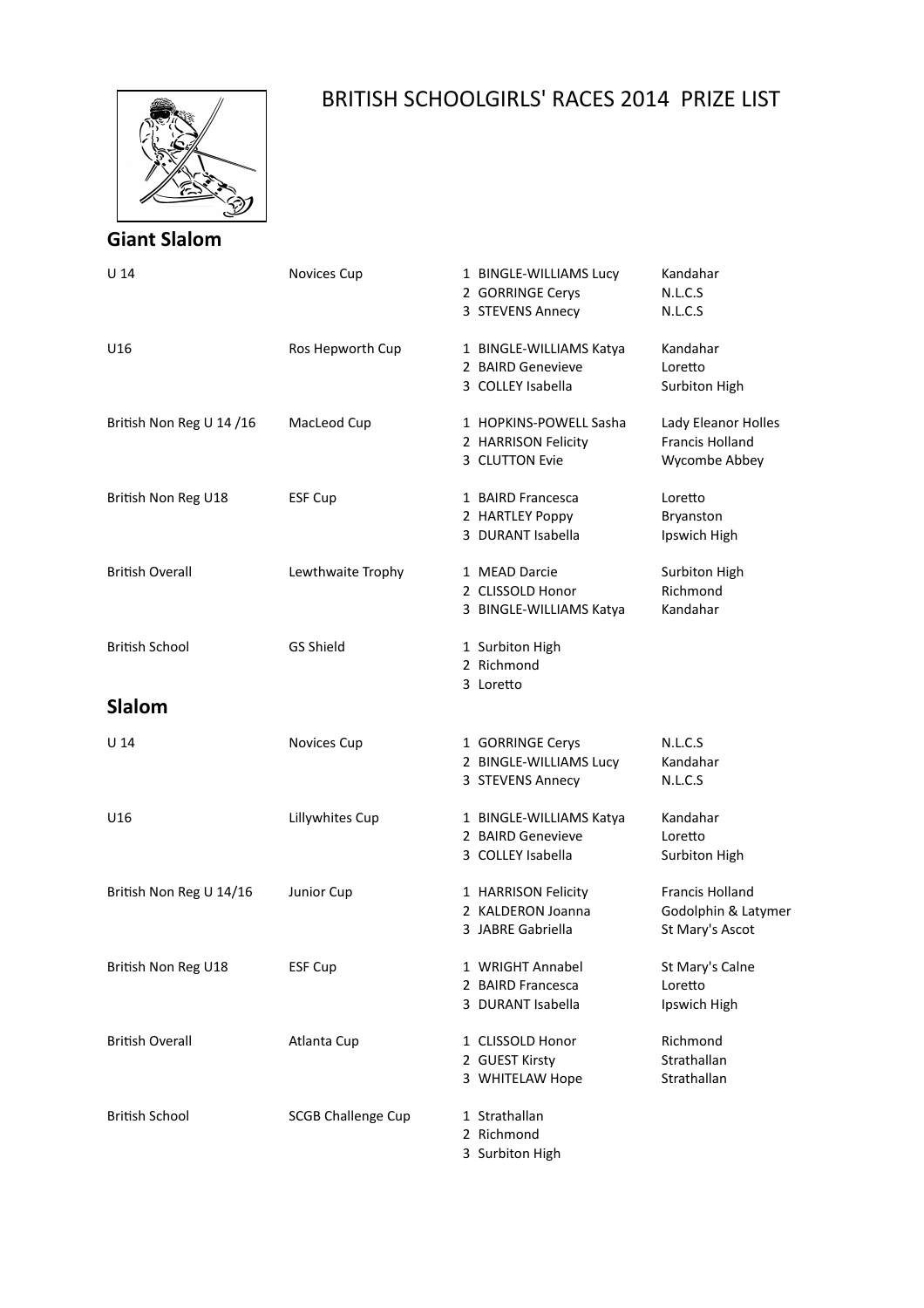# BRITISH SCHOOLGIRLS' RACES 2014 PRIZE LIST

## Giant Slalom

| Category | Trophy | Place | Name | School |
|---|---|---|---|---|
| U 14 | Novices Cup | 1 | BINGLE-WILLIAMS Lucy | Kandahar |
| | | 2 | GORRINGE Cerys | N.L.C.S |
| | | 3 | STEVENS Annecy | N.L.C.S |
| U16 | Ros Hepworth Cup | 1 | BINGLE-WILLIAMS Katya | Kandahar |
| | | 2 | BAIRD Genevieve | Loretto |
| | | 3 | COLLEY Isabella | Surbiton High |
| British Non Reg U 14 /16 | MacLeod Cup | 1 | HOPKINS-POWELL Sasha | Lady Eleanor Holles |
| | | 2 | HARRISON Felicity | Francis Holland |
| | | 3 | CLUTTON Evie | Wycombe Abbey |
| British Non Reg U18 | ESF Cup | 1 | BAIRD Francesca | Loretto |
| | | 2 | HARTLEY Poppy | Bryanston |
| | | 3 | DURANT Isabella | Ipswich High |
| British Overall | Lewthwaite Trophy | 1 | MEAD Darcie | Surbiton High |
| | | 2 | CLISSOLD Honor | Richmond |
| | | 3 | BINGLE-WILLIAMS Katya | Kandahar |
| British School | GS Shield | 1 | Surbiton High | |
| | | 2 | Richmond | |
| | | 3 | Loretto | |

## Slalom

| Category | Trophy | Place | Name | School |
|---|---|---|---|---|
| U 14 | Novices Cup | 1 | GORRINGE Cerys | N.L.C.S |
| | | 2 | BINGLE-WILLIAMS Lucy | Kandahar |
| | | 3 | STEVENS Annecy | N.L.C.S |
| U16 | Lillywhites Cup | 1 | BINGLE-WILLIAMS Katya | Kandahar |
| | | 2 | BAIRD Genevieve | Loretto |
| | | 3 | COLLEY Isabella | Surbiton High |
| British Non Reg U 14/16 | Junior Cup | 1 | HARRISON Felicity | Francis Holland |
| | | 2 | KALDERON Joanna | Godolphin & Latymer |
| | | 3 | JABRE Gabriella | St Mary's Ascot |
| British Non Reg U18 | ESF Cup | 1 | WRIGHT Annabel | St Mary's Calne |
| | | 2 | BAIRD Francesca | Loretto |
| | | 3 | DURANT Isabella | Ipswich High |
| British Overall | Atlanta Cup | 1 | CLISSOLD Honor | Richmond |
| | | 2 | GUEST Kirsty | Strathallan |
| | | 3 | WHITELAW Hope | Strathallan |
| British School | SCGB Challenge Cup | 1 | Strathallan | |
| | | 2 | Richmond | |
| | | 3 | Surbiton High | |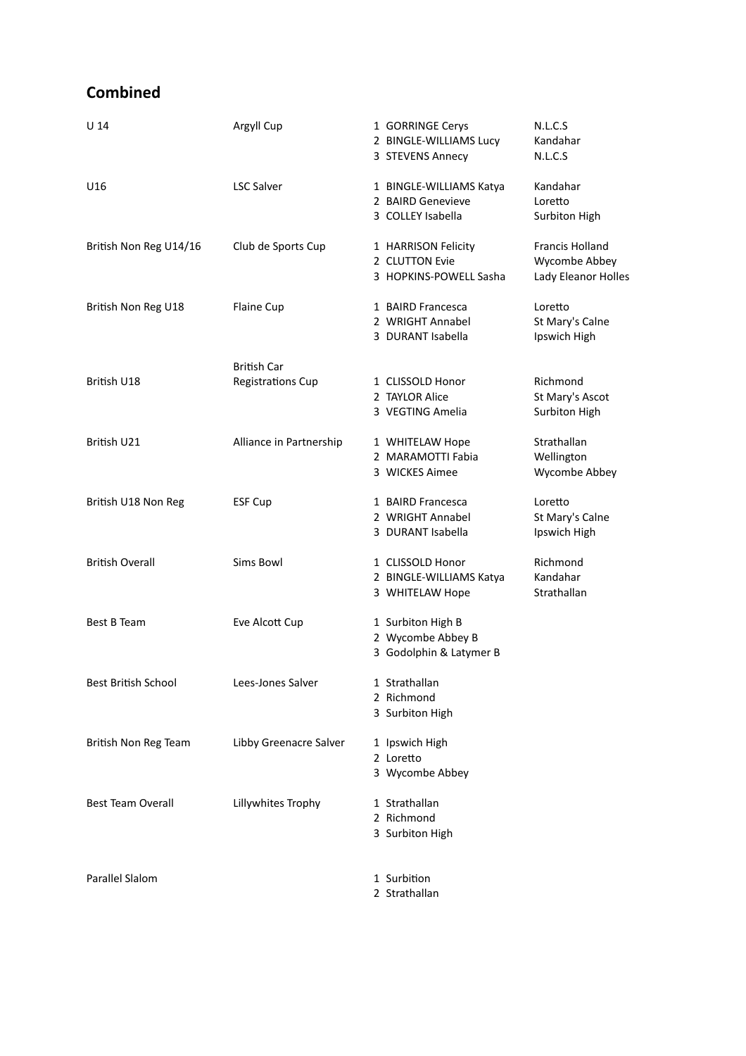## Combined

| | | | |
|---|---|---|---|
| U 14 | Argyll Cup | 1 GORRINGE Cerys<br>2 BINGLE-WILLIAMS Lucy<br>3 STEVENS Annecy | N.L.C.S<br>Kandahar<br>N.L.C.S |
| U16 | LSC Salver | 1 BINGLE-WILLIAMS Katya<br>2 BAIRD Genevieve<br>3 COLLEY Isabella | Kandahar<br>Loretto<br>Surbiton High |
| British Non Reg U14/16 | Club de Sports Cup | 1 HARRISON Felicity<br>2 CLUTTON Evie<br>3 HOPKINS-POWELL Sasha | Francis Holland<br>Wycombe Abbey<br>Lady Eleanor Holles |
| British Non Reg U18 | Flaine Cup | 1 BAIRD Francesca<br>2 WRIGHT Annabel<br>3 DURANT Isabella | Loretto<br>St Mary's Calne<br>Ipswich High |
| British U18 | British Car Registrations Cup | 1 CLISSOLD Honor<br>2 TAYLOR Alice<br>3 VEGTING Amelia | Richmond<br>St Mary's Ascot<br>Surbiton High |
| British U21 | Alliance in Partnership | 1 WHITELAW Hope<br>2 MARAMOTTI Fabia<br>3 WICKES Aimee | Strathallan<br>Wellington<br>Wycombe Abbey |
| British U18 Non Reg | ESF Cup | 1 BAIRD Francesca<br>2 WRIGHT Annabel<br>3 DURANT Isabella | Loretto<br>St Mary's Calne<br>Ipswich High |
| British Overall | Sims Bowl | 1 CLISSOLD Honor<br>2 BINGLE-WILLIAMS Katya<br>3 WHITELAW Hope | Richmond<br>Kandahar<br>Strathallan |
| Best B Team | Eve Alcott Cup | 1 Surbiton High B<br>2 Wycombe Abbey B<br>3 Godolphin & Latymer B | |
| Best British School | Lees-Jones Salver | 1 Strathallan<br>2 Richmond<br>3 Surbiton High | |
| British Non Reg Team | Libby Greenacre Salver | 1 Ipswich High<br>2 Loretto<br>3 Wycombe Abbey | |
| Best Team Overall | Lillywhites Trophy | 1 Strathallan<br>2 Richmond<br>3 Surbiton High | |
| Parallel Slalom | | 1 Surbition<br>2 Strathallan | |